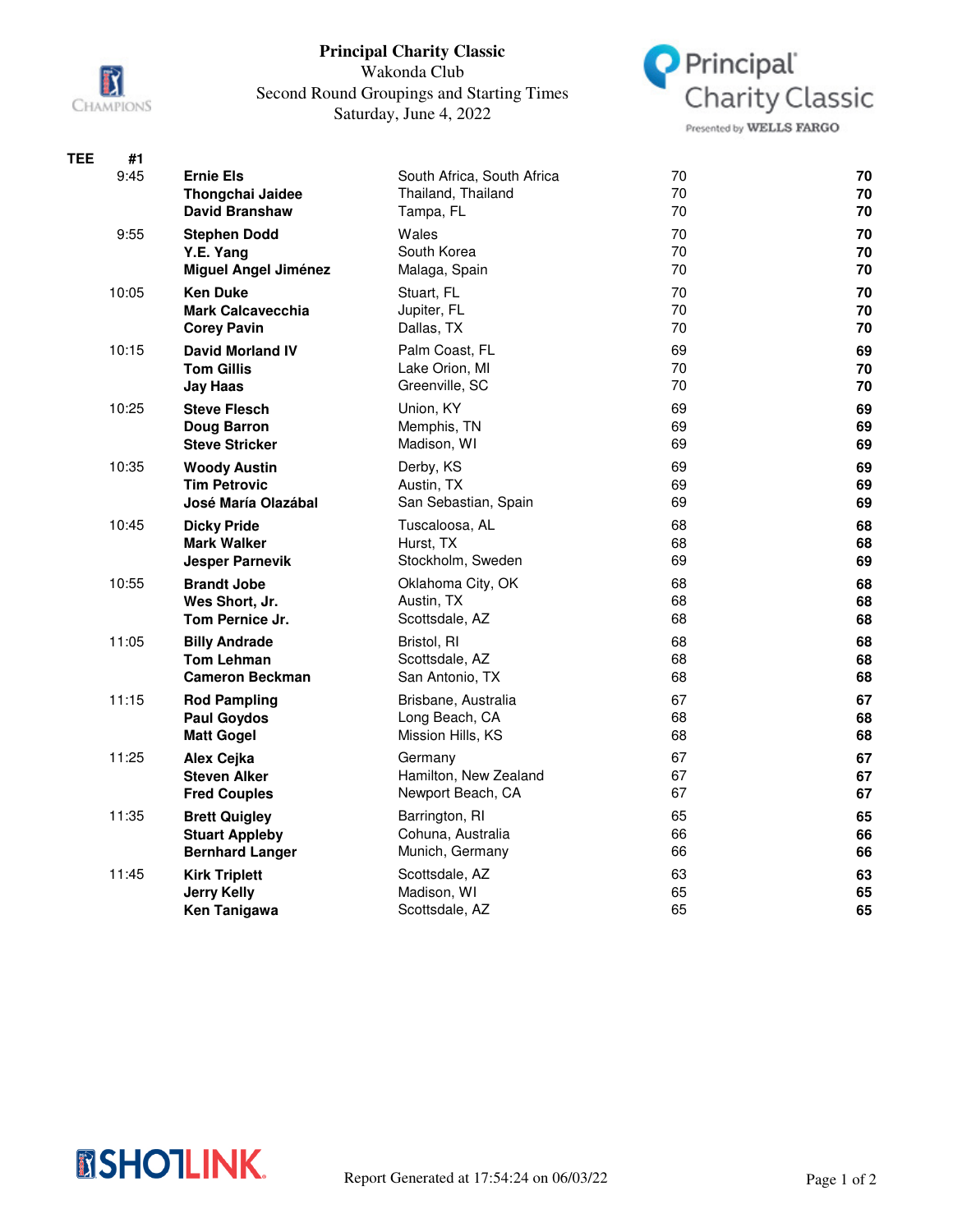# Principal Charity Classic

Wakonda Club

Second Round Groupings and Starting Times

Saturday, June 4, 2022

Principal Charity Classic

Presented by WELLS FARGO

| TEE | #1 | | | | |
|---|---|---|---|---|---|
| | 9:45 | **Ernie Els** | South Africa, South Africa | 70 | **70** |
| | | **Thongchai Jaidee** | Thailand, Thailand | 70 | **70** |
| | | **David Branshaw** | Tampa, FL | 70 | **70** |
| | 9:55 | **Stephen Dodd** | Wales | 70 | **70** |
| | | **Y.E. Yang** | South Korea | 70 | **70** |
| | | **Miguel Angel Jiménez** | Malaga, Spain | 70 | **70** |
| | 10:05 | **Ken Duke** | Stuart, FL | 70 | **70** |
| | | **Mark Calcavecchia** | Jupiter, FL | 70 | **70** |
| | | **Corey Pavin** | Dallas, TX | 70 | **70** |
| | 10:15 | **David Morland IV** | Palm Coast, FL | 69 | **69** |
| | | **Tom Gillis** | Lake Orion, MI | 70 | **70** |
| | | **Jay Haas** | Greenville, SC | 70 | **70** |
| | 10:25 | **Steve Flesch** | Union, KY | 69 | **69** |
| | | **Doug Barron** | Memphis, TN | 69 | **69** |
| | | **Steve Stricker** | Madison, WI | 69 | **69** |
| | 10:35 | **Woody Austin** | Derby, KS | 69 | **69** |
| | | **Tim Petrovic** | Austin, TX | 69 | **69** |
| | | **José María Olazábal** | San Sebastian, Spain | 69 | **69** |
| | 10:45 | **Dicky Pride** | Tuscaloosa, AL | 68 | **68** |
| | | **Mark Walker** | Hurst, TX | 68 | **68** |
| | | **Jesper Parnevik** | Stockholm, Sweden | 69 | **69** |
| | 10:55 | **Brandt Jobe** | Oklahoma City, OK | 68 | **68** |
| | | **Wes Short, Jr.** | Austin, TX | 68 | **68** |
| | | **Tom Pernice Jr.** | Scottsdale, AZ | 68 | **68** |
| | 11:05 | **Billy Andrade** | Bristol, RI | 68 | **68** |
| | | **Tom Lehman** | Scottsdale, AZ | 68 | **68** |
| | | **Cameron Beckman** | San Antonio, TX | 68 | **68** |
| | 11:15 | **Rod Pampling** | Brisbane, Australia | 67 | **67** |
| | | **Paul Goydos** | Long Beach, CA | 68 | **68** |
| | | **Matt Gogel** | Mission Hills, KS | 68 | **68** |
| | 11:25 | **Alex Cejka** | Germany | 67 | **67** |
| | | **Steven Alker** | Hamilton, New Zealand | 67 | **67** |
| | | **Fred Couples** | Newport Beach, CA | 67 | **67** |
| | 11:35 | **Brett Quigley** | Barrington, RI | 65 | **65** |
| | | **Stuart Appleby** | Cohuna, Australia | 66 | **66** |
| | | **Bernhard Langer** | Munich, Germany | 66 | **66** |
| | 11:45 | **Kirk Triplett** | Scottsdale, AZ | 63 | **63** |
| | | **Jerry Kelly** | Madison, WI | 65 | **65** |
| | | **Ken Tanigawa** | Scottsdale, AZ | 65 | **65** |

SHOTLINK

Report Generated at 17:54:24 on 06/03/22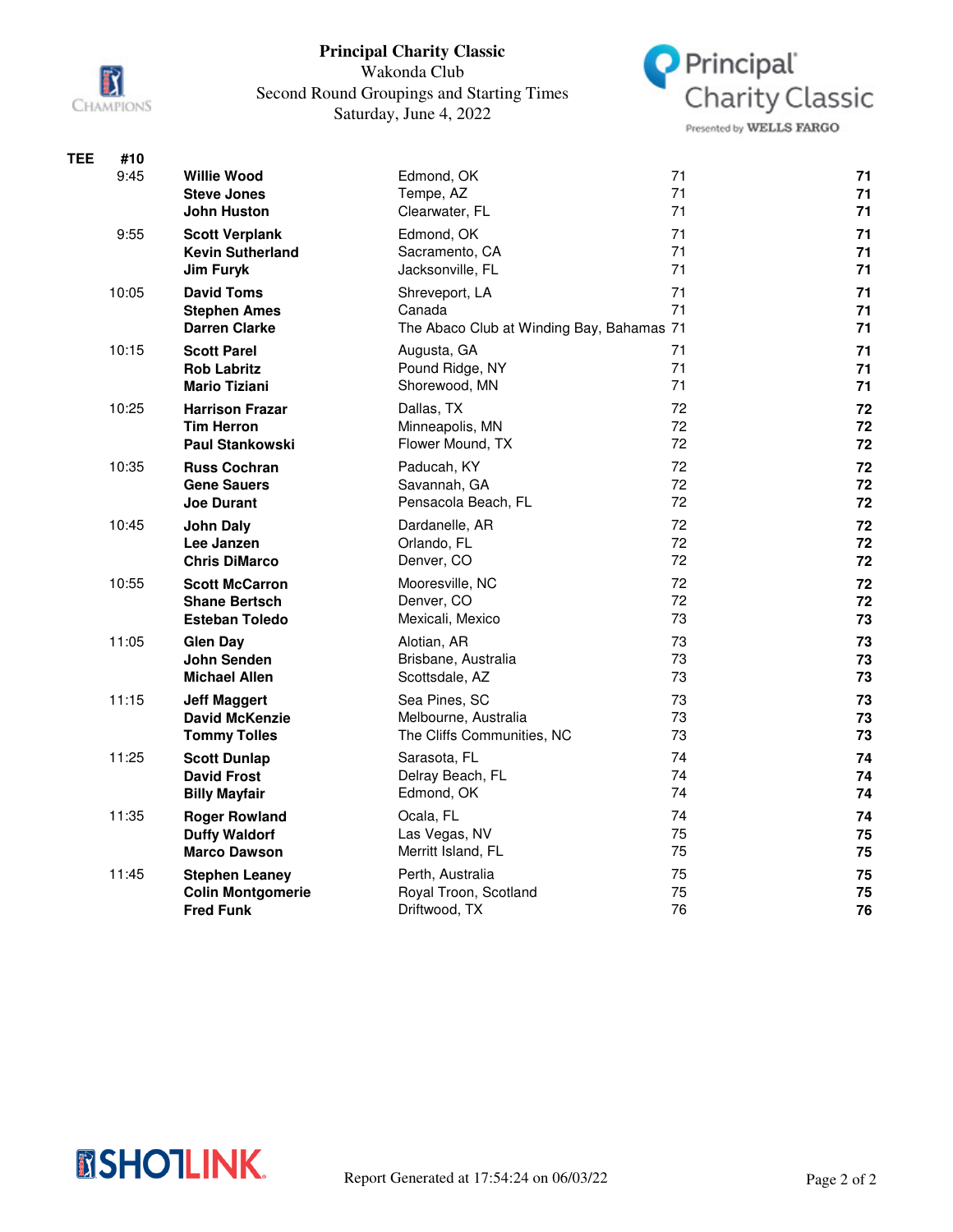# Principal Charity Classic

Wakonda Club

Second Round Groupings and Starting Times

Saturday, June 4, 2022

Principal Charity Classic

Presented by WELLS FARGO

| TEE #10 | Player | Hometown | | |
|---|---|---|---|---|
| 9:45 | Willie Wood | Edmond, OK | 71 | 71 |
| | Steve Jones | Tempe, AZ | 71 | 71 |
| | John Huston | Clearwater, FL | 71 | 71 |
| 9:55 | Scott Verplank | Edmond, OK | 71 | 71 |
| | Kevin Sutherland | Sacramento, CA | 71 | 71 |
| | Jim Furyk | Jacksonville, FL | 71 | 71 |
| 10:05 | David Toms | Shreveport, LA | 71 | 71 |
| | Stephen Ames | Canada | 71 | 71 |
| | Darren Clarke | The Abaco Club at Winding Bay, Bahamas | 71 | 71 |
| 10:15 | Scott Parel | Augusta, GA | 71 | 71 |
| | Rob Labritz | Pound Ridge, NY | 71 | 71 |
| | Mario Tiziani | Shorewood, MN | 71 | 71 |
| 10:25 | Harrison Frazar | Dallas, TX | 72 | 72 |
| | Tim Herron | Minneapolis, MN | 72 | 72 |
| | Paul Stankowski | Flower Mound, TX | 72 | 72 |
| 10:35 | Russ Cochran | Paducah, KY | 72 | 72 |
| | Gene Sauers | Savannah, GA | 72 | 72 |
| | Joe Durant | Pensacola Beach, FL | 72 | 72 |
| 10:45 | John Daly | Dardanelle, AR | 72 | 72 |
| | Lee Janzen | Orlando, FL | 72 | 72 |
| | Chris DiMarco | Denver, CO | 72 | 72 |
| 10:55 | Scott McCarron | Mooresville, NC | 72 | 72 |
| | Shane Bertsch | Denver, CO | 72 | 72 |
| | Esteban Toledo | Mexicali, Mexico | 73 | 73 |
| 11:05 | Glen Day | Alotian, AR | 73 | 73 |
| | John Senden | Brisbane, Australia | 73 | 73 |
| | Michael Allen | Scottsdale, AZ | 73 | 73 |
| 11:15 | Jeff Maggert | Sea Pines, SC | 73 | 73 |
| | David McKenzie | Melbourne, Australia | 73 | 73 |
| | Tommy Tolles | The Cliffs Communities, NC | 73 | 73 |
| 11:25 | Scott Dunlap | Sarasota, FL | 74 | 74 |
| | David Frost | Delray Beach, FL | 74 | 74 |
| | Billy Mayfair | Edmond, OK | 74 | 74 |
| 11:35 | Roger Rowland | Ocala, FL | 74 | 74 |
| | Duffy Waldorf | Las Vegas, NV | 75 | 75 |
| | Marco Dawson | Merritt Island, FL | 75 | 75 |
| 11:45 | Stephen Leaney | Perth, Australia | 75 | 75 |
| | Colin Montgomerie | Royal Troon, Scotland | 75 | 75 |
| | Fred Funk | Driftwood, TX | 76 | 76 |

SHOTLINK

Report Generated at 17:54:24 on 06/03/22